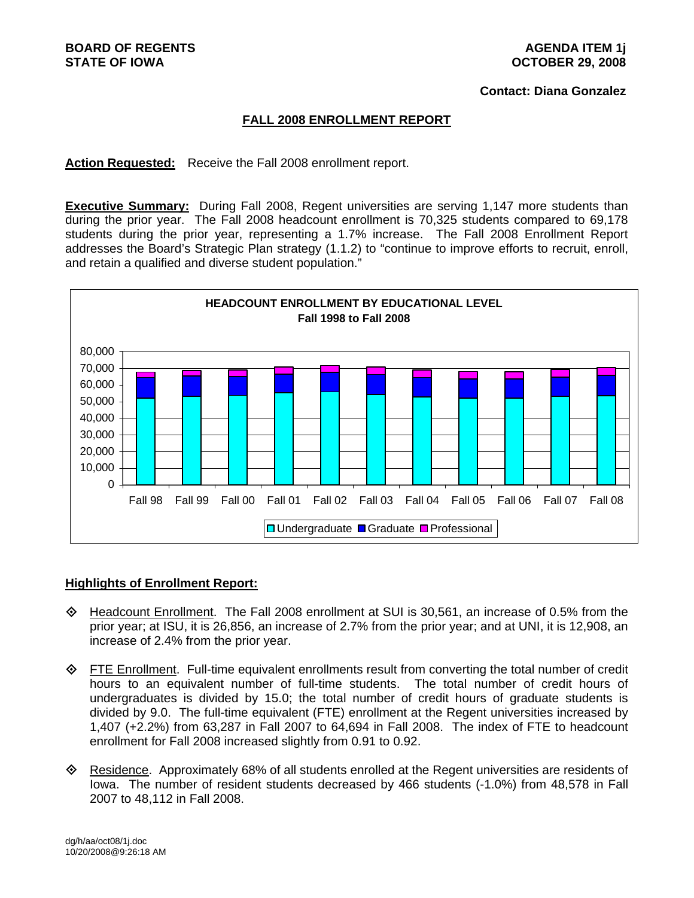**BOARD OF REGENTS**
**STATE OF IOWA**

**AGENDA ITEM 1j**
**OCTOBER 29, 2008**

**Contact: Diana Gonzalez**

## FALL 2008 ENROLLMENT REPORT

**Action Requested:** Receive the Fall 2008 enrollment report.

**Executive Summary:** During Fall 2008, Regent universities are serving 1,147 more students than during the prior year. The Fall 2008 headcount enrollment is 70,325 students compared to 69,178 students during the prior year, representing a 1.7% increase. The Fall 2008 Enrollment Report addresses the Board's Strategic Plan strategy (1.1.2) to "continue to improve efforts to recruit, enroll, and retain a qualified and diverse student population."

**HEADCOUNT ENROLLMENT BY EDUCATIONAL LEVEL**
**Fall 1998 to Fall 2008**

80,000
70,000
60,000
50,000
40,000
30,000
20,000
10,000
0

Fall 98 Fall 99 Fall 00 Fall 01 Fall 02 Fall 03 Fall 04 Fall 05 Fall 06 Fall 07 Fall 08

Undergraduate Graduate Professional

### Highlights of Enrollment Report:

- Headcount Enrollment. The Fall 2008 enrollment at SUI is 30,561, an increase of 0.5% from the prior year; at ISU, it is 26,856, an increase of 2.7% from the prior year; and at UNI, it is 12,908, an increase of 2.4% from the prior year.

- FTE Enrollment. Full-time equivalent enrollments result from converting the total number of credit hours to an equivalent number of full-time students. The total number of credit hours of undergraduates is divided by 15.0; the total number of credit hours of graduate students is divided by 9.0. The full-time equivalent (FTE) enrollment at the Regent universities increased by 1,407 (+2.2%) from 63,287 in Fall 2007 to 64,694 in Fall 2008. The index of FTE to headcount enrollment for Fall 2008 increased slightly from 0.91 to 0.92.

- Residence. Approximately 68% of all students enrolled at the Regent universities are residents of Iowa. The number of resident students decreased by 466 students (-1.0%) from 48,578 in Fall 2007 to 48,112 in Fall 2008.

dg/h/aa/oct08/1j.doc
10/20/2008@9:26:18 AM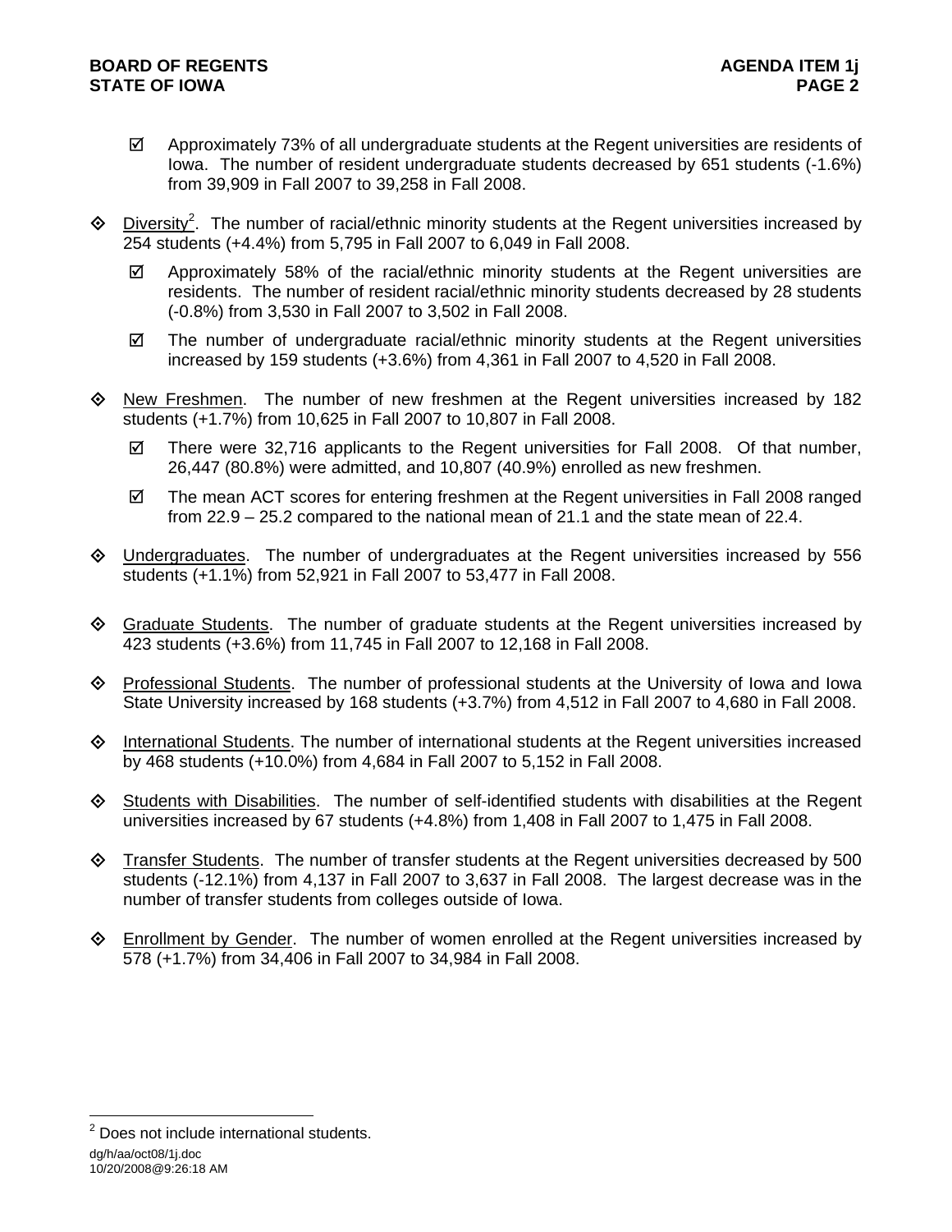- ☑ Approximately 73% of all undergraduate students at the Regent universities are residents of Iowa. The number of resident undergraduate students decreased by 651 students (-1.6%) from 39,909 in Fall 2007 to 39,258 in Fall 2008.

- <u>Diversity</u>[2]. The number of racial/ethnic minority students at the Regent universities increased by 254 students (+4.4%) from 5,795 in Fall 2007 to 6,049 in Fall 2008.

  - ☑ Approximately 58% of the racial/ethnic minority students at the Regent universities are residents. The number of resident racial/ethnic minority students decreased by 28 students (-0.8%) from 3,530 in Fall 2007 to 3,502 in Fall 2008.

  - ☑ The number of undergraduate racial/ethnic minority students at the Regent universities increased by 159 students (+3.6%) from 4,361 in Fall 2007 to 4,520 in Fall 2008.

- <u>New Freshmen</u>. The number of new freshmen at the Regent universities increased by 182 students (+1.7%) from 10,625 in Fall 2007 to 10,807 in Fall 2008.

  - ☑ There were 32,716 applicants to the Regent universities for Fall 2008. Of that number, 26,447 (80.8%) were admitted, and 10,807 (40.9%) enrolled as new freshmen.

  - ☑ The mean ACT scores for entering freshmen at the Regent universities in Fall 2008 ranged from 22.9 – 25.2 compared to the national mean of 21.1 and the state mean of 22.4.

- <u>Undergraduates</u>. The number of undergraduates at the Regent universities increased by 556 students (+1.1%) from 52,921 in Fall 2007 to 53,477 in Fall 2008.

- <u>Graduate Students</u>. The number of graduate students at the Regent universities increased by 423 students (+3.6%) from 11,745 in Fall 2007 to 12,168 in Fall 2008.

- <u>Professional Students</u>. The number of professional students at the University of Iowa and Iowa State University increased by 168 students (+3.7%) from 4,512 in Fall 2007 to 4,680 in Fall 2008.

- <u>International Students</u>. The number of international students at the Regent universities increased by 468 students (+10.0%) from 4,684 in Fall 2007 to 5,152 in Fall 2008.

- <u>Students with Disabilities</u>. The number of self-identified students with disabilities at the Regent universities increased by 67 students (+4.8%) from 1,408 in Fall 2007 to 1,475 in Fall 2008.

- <u>Transfer Students</u>. The number of transfer students at the Regent universities decreased by 500 students (-12.1%) from 4,137 in Fall 2007 to 3,637 in Fall 2008. The largest decrease was in the number of transfer students from colleges outside of Iowa.

- <u>Enrollment by Gender</u>. The number of women enrolled at the Regent universities increased by 578 (+1.7%) from 34,406 in Fall 2007 to 34,984 in Fall 2008.

---

[2] Does not include international students.

dg/h/aa/oct08/1j.doc
10/20/2008@9:26:18 AM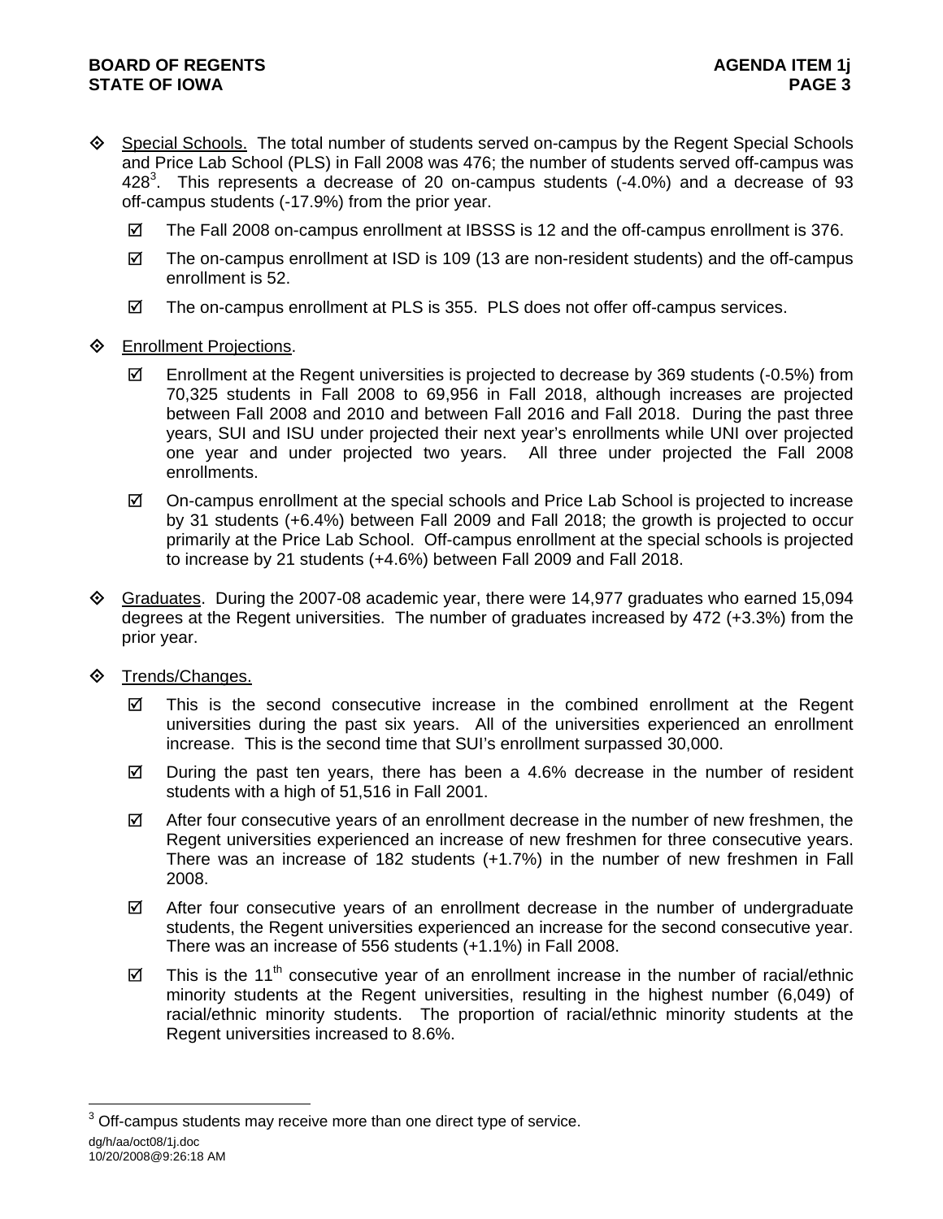- Special Schools. The total number of students served on-campus by the Regent Special Schools and Price Lab School (PLS) in Fall 2008 was 476; the number of students served off-campus was 428[3]. This represents a decrease of 20 on-campus students (-4.0%) and a decrease of 93 off-campus students (-17.9%) from the prior year.
  - ☑ The Fall 2008 on-campus enrollment at IBSSS is 12 and the off-campus enrollment is 376.
  - ☑ The on-campus enrollment at ISD is 109 (13 are non-resident students) and the off-campus enrollment is 52.
  - ☑ The on-campus enrollment at PLS is 355. PLS does not offer off-campus services.

- Enrollment Projections.
  - ☑ Enrollment at the Regent universities is projected to decrease by 369 students (-0.5%) from 70,325 students in Fall 2008 to 69,956 in Fall 2018, although increases are projected between Fall 2008 and 2010 and between Fall 2016 and Fall 2018. During the past three years, SUI and ISU under projected their next year's enrollments while UNI over projected one year and under projected two years. All three under projected the Fall 2008 enrollments.
  - ☑ On-campus enrollment at the special schools and Price Lab School is projected to increase by 31 students (+6.4%) between Fall 2009 and Fall 2018; the growth is projected to occur primarily at the Price Lab School. Off-campus enrollment at the special schools is projected to increase by 21 students (+4.6%) between Fall 2009 and Fall 2018.

- Graduates. During the 2007-08 academic year, there were 14,977 graduates who earned 15,094 degrees at the Regent universities. The number of graduates increased by 472 (+3.3%) from the prior year.

- Trends/Changes.
  - ☑ This is the second consecutive increase in the combined enrollment at the Regent universities during the past six years. All of the universities experienced an enrollment increase. This is the second time that SUI's enrollment surpassed 30,000.
  - ☑ During the past ten years, there has been a 4.6% decrease in the number of resident students with a high of 51,516 in Fall 2001.
  - ☑ After four consecutive years of an enrollment decrease in the number of new freshmen, the Regent universities experienced an increase of new freshmen for three consecutive years. There was an increase of 182 students (+1.7%) in the number of new freshmen in Fall 2008.
  - ☑ After four consecutive years of an enrollment decrease in the number of undergraduate students, the Regent universities experienced an increase for the second consecutive year. There was an increase of 556 students (+1.1%) in Fall 2008.
  - ☑ This is the 11th consecutive year of an enrollment increase in the number of racial/ethnic minority students at the Regent universities, resulting in the highest number (6,049) of racial/ethnic minority students. The proportion of racial/ethnic minority students at the Regent universities increased to 8.6%.

[3] Off-campus students may receive more than one direct type of service.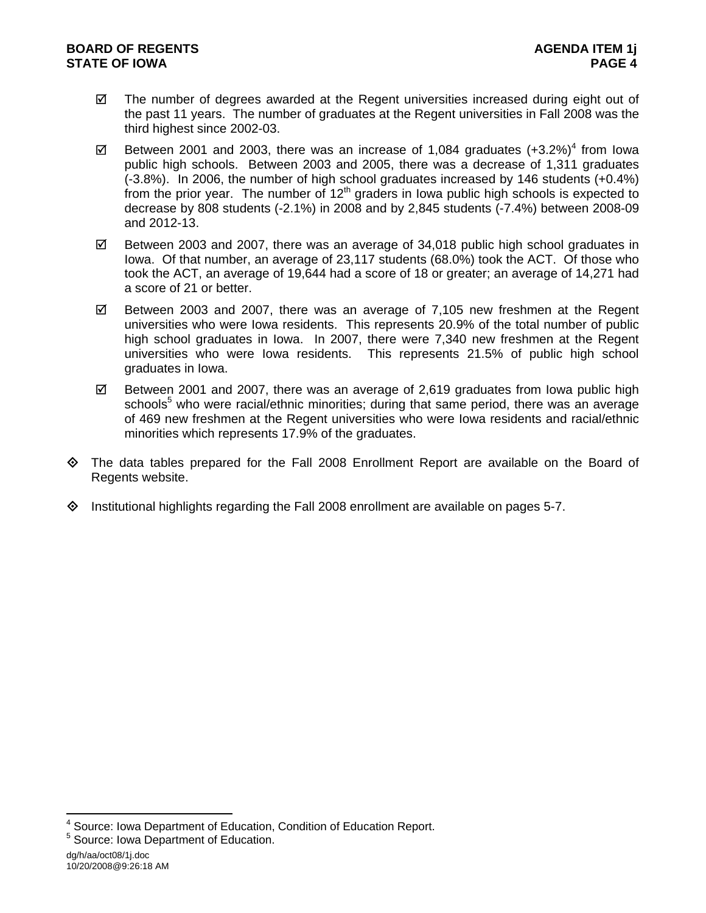- ☑ The number of degrees awarded at the Regent universities increased during eight out of the past 11 years. The number of graduates at the Regent universities in Fall 2008 was the third highest since 2002-03.

- ☑ Between 2001 and 2003, there was an increase of 1,084 graduates (+3.2%)[4] from Iowa public high schools. Between 2003 and 2005, there was a decrease of 1,311 graduates (-3.8%). In 2006, the number of high school graduates increased by 146 students (+0.4%) from the prior year. The number of 12th graders in Iowa public high schools is expected to decrease by 808 students (-2.1%) in 2008 and by 2,845 students (-7.4%) between 2008-09 and 2012-13.

- ☑ Between 2003 and 2007, there was an average of 34,018 public high school graduates in Iowa. Of that number, an average of 23,117 students (68.0%) took the ACT. Of those who took the ACT, an average of 19,644 had a score of 18 or greater; an average of 14,271 had a score of 21 or better.

- ☑ Between 2003 and 2007, there was an average of 7,105 new freshmen at the Regent universities who were Iowa residents. This represents 20.9% of the total number of public high school graduates in Iowa. In 2007, there were 7,340 new freshmen at the Regent universities who were Iowa residents. This represents 21.5% of public high school graduates in Iowa.

- ☑ Between 2001 and 2007, there was an average of 2,619 graduates from Iowa public high schools[5] who were racial/ethnic minorities; during that same period, there was an average of 469 new freshmen at the Regent universities who were Iowa residents and racial/ethnic minorities which represents 17.9% of the graduates.

- ◈ The data tables prepared for the Fall 2008 Enrollment Report are available on the Board of Regents website.

- ◈ Institutional highlights regarding the Fall 2008 enrollment are available on pages 5-7.

---

[4] Source: Iowa Department of Education, Condition of Education Report.

[5] Source: Iowa Department of Education.

dg/h/aa/oct08/1j.doc
10/20/2008@9:26:18 AM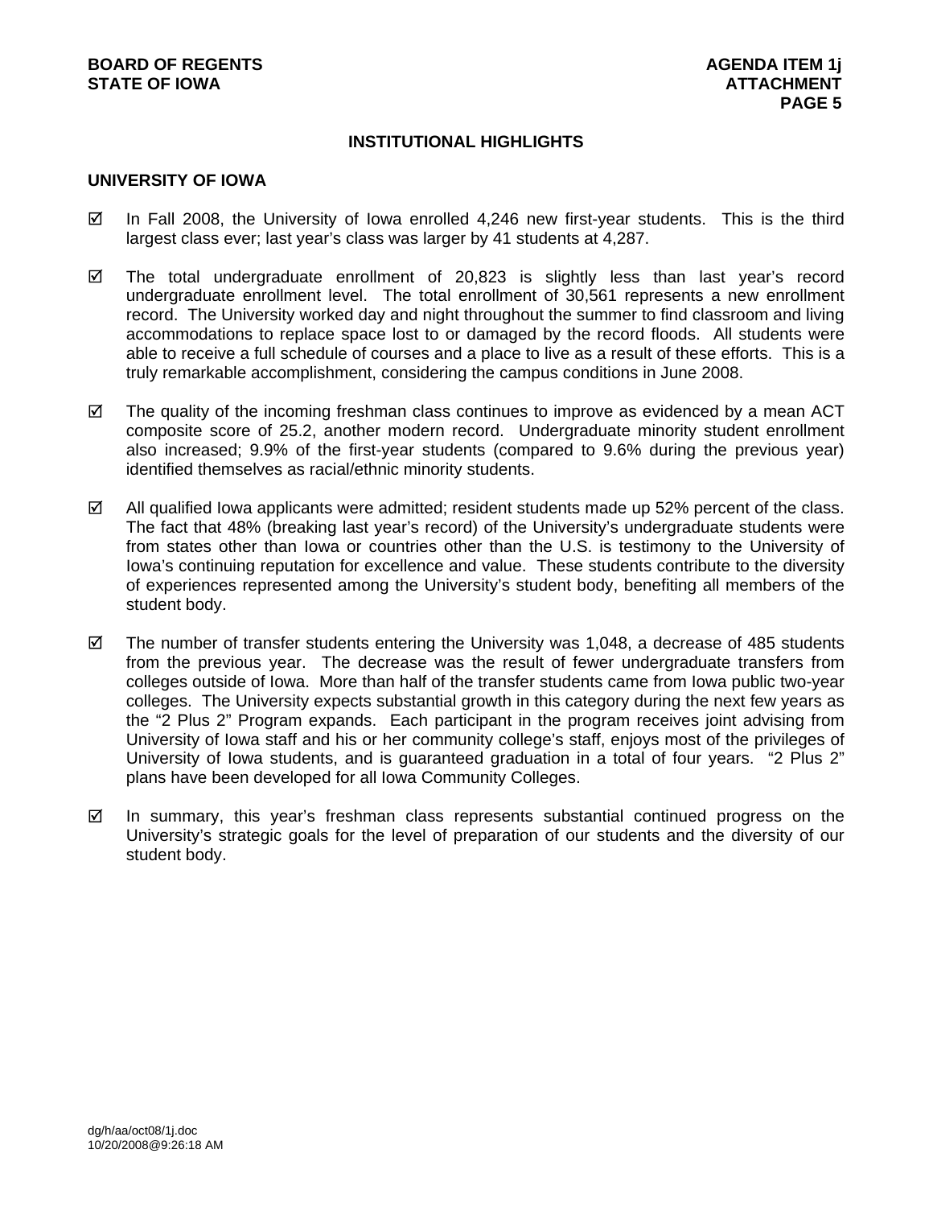## INSTITUTIONAL HIGHLIGHTS

### UNIVERSITY OF IOWA

- ☑ In Fall 2008, the University of Iowa enrolled 4,246 new first-year students. This is the third largest class ever; last year's class was larger by 41 students at 4,287.

- ☑ The total undergraduate enrollment of 20,823 is slightly less than last year's record undergraduate enrollment level. The total enrollment of 30,561 represents a new enrollment record. The University worked day and night throughout the summer to find classroom and living accommodations to replace space lost to or damaged by the record floods. All students were able to receive a full schedule of courses and a place to live as a result of these efforts. This is a truly remarkable accomplishment, considering the campus conditions in June 2008.

- ☑ The quality of the incoming freshman class continues to improve as evidenced by a mean ACT composite score of 25.2, another modern record. Undergraduate minority student enrollment also increased; 9.9% of the first-year students (compared to 9.6% during the previous year) identified themselves as racial/ethnic minority students.

- ☑ All qualified Iowa applicants were admitted; resident students made up 52% percent of the class. The fact that 48% (breaking last year's record) of the University's undergraduate students were from states other than Iowa or countries other than the U.S. is testimony to the University of Iowa's continuing reputation for excellence and value. These students contribute to the diversity of experiences represented among the University's student body, benefiting all members of the student body.

- ☑ The number of transfer students entering the University was 1,048, a decrease of 485 students from the previous year. The decrease was the result of fewer undergraduate transfers from colleges outside of Iowa. More than half of the transfer students came from Iowa public two-year colleges. The University expects substantial growth in this category during the next few years as the "2 Plus 2" Program expands. Each participant in the program receives joint advising from University of Iowa staff and his or her community college's staff, enjoys most of the privileges of University of Iowa students, and is guaranteed graduation in a total of four years. "2 Plus 2" plans have been developed for all Iowa Community Colleges.

- ☑ In summary, this year's freshman class represents substantial continued progress on the University's strategic goals for the level of preparation of our students and the diversity of our student body.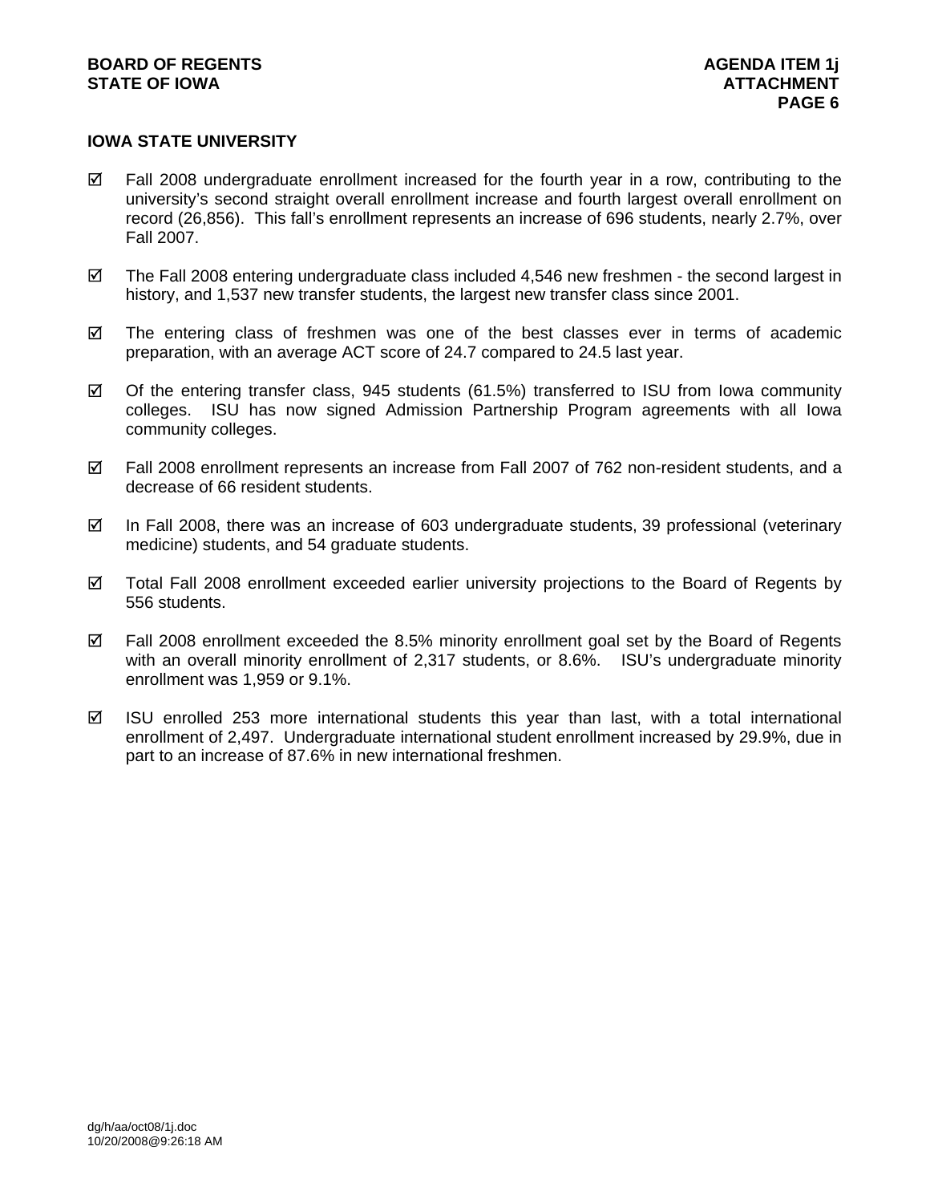## IOWA STATE UNIVERSITY

- ☑ Fall 2008 undergraduate enrollment increased for the fourth year in a row, contributing to the university's second straight overall enrollment increase and fourth largest overall enrollment on record (26,856). This fall's enrollment represents an increase of 696 students, nearly 2.7%, over Fall 2007.

- ☑ The Fall 2008 entering undergraduate class included 4,546 new freshmen - the second largest in history, and 1,537 new transfer students, the largest new transfer class since 2001.

- ☑ The entering class of freshmen was one of the best classes ever in terms of academic preparation, with an average ACT score of 24.7 compared to 24.5 last year.

- ☑ Of the entering transfer class, 945 students (61.5%) transferred to ISU from Iowa community colleges. ISU has now signed Admission Partnership Program agreements with all Iowa community colleges.

- ☑ Fall 2008 enrollment represents an increase from Fall 2007 of 762 non-resident students, and a decrease of 66 resident students.

- ☑ In Fall 2008, there was an increase of 603 undergraduate students, 39 professional (veterinary medicine) students, and 54 graduate students.

- ☑ Total Fall 2008 enrollment exceeded earlier university projections to the Board of Regents by 556 students.

- ☑ Fall 2008 enrollment exceeded the 8.5% minority enrollment goal set by the Board of Regents with an overall minority enrollment of 2,317 students, or 8.6%. ISU's undergraduate minority enrollment was 1,959 or 9.1%.

- ☑ ISU enrolled 253 more international students this year than last, with a total international enrollment of 2,497. Undergraduate international student enrollment increased by 29.9%, due in part to an increase of 87.6% in new international freshmen.

dg/h/aa/oct08/1j.doc
10/20/2008@9:26:18 AM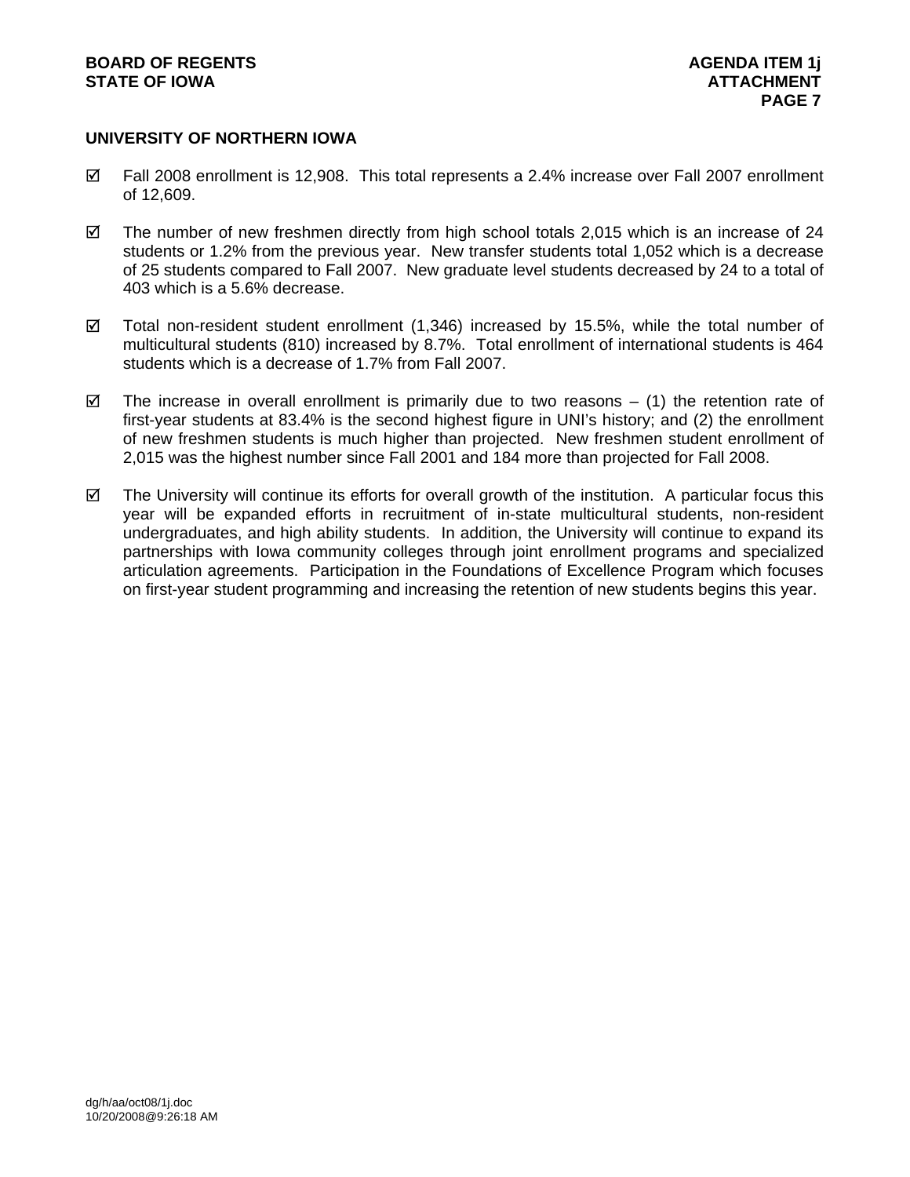## UNIVERSITY OF NORTHERN IOWA

- ☑ Fall 2008 enrollment is 12,908. This total represents a 2.4% increase over Fall 2007 enrollment of 12,609.

- ☑ The number of new freshmen directly from high school totals 2,015 which is an increase of 24 students or 1.2% from the previous year. New transfer students total 1,052 which is a decrease of 25 students compared to Fall 2007. New graduate level students decreased by 24 to a total of 403 which is a 5.6% decrease.

- ☑ Total non-resident student enrollment (1,346) increased by 15.5%, while the total number of multicultural students (810) increased by 8.7%. Total enrollment of international students is 464 students which is a decrease of 1.7% from Fall 2007.

- ☑ The increase in overall enrollment is primarily due to two reasons – (1) the retention rate of first-year students at 83.4% is the second highest figure in UNI's history; and (2) the enrollment of new freshmen students is much higher than projected. New freshmen student enrollment of 2,015 was the highest number since Fall 2001 and 184 more than projected for Fall 2008.

- ☑ The University will continue its efforts for overall growth of the institution. A particular focus this year will be expanded efforts in recruitment of in-state multicultural students, non-resident undergraduates, and high ability students. In addition, the University will continue to expand its partnerships with Iowa community colleges through joint enrollment programs and specialized articulation agreements. Participation in the Foundations of Excellence Program which focuses on first-year student programming and increasing the retention of new students begins this year.